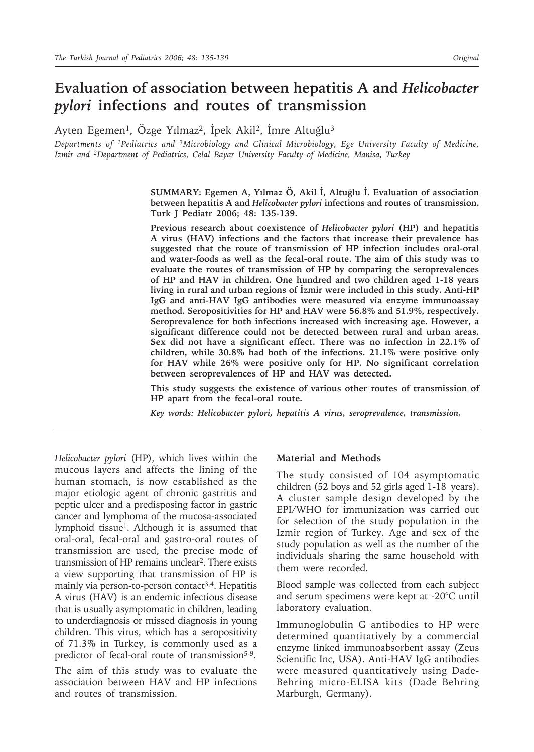# Evaluation of association between hepatitis A and *Helicobacter pylori* infections and routes of transmission

Ayten Egemen[1], Özge Yılmaz[2], İpek Akil[2], İmre Altuğlu[3]

*Departments of [1]Pediatrics and [3]Microbiology and Clinical Microbiology, Ege University Faculty of Medicine, İzmir and [2]Department of Pediatrics, Celal Bayar University Faculty of Medicine, Manisa, Turkey*

**SUMMARY: Egemen A, Yılmaz Ö, Akil İ, Altuğlu İ. Evaluation of association between hepatitis A and *Helicobacter pylori* infections and routes of transmission. Turk J Pediatr 2006; 48: 135-139.**

**Previous research about coexistence of *Helicobacter pylori* (HP) and hepatitis A virus (HAV) infections and the factors that increase their prevalence has suggested that the route of transmission of HP infection includes oral-oral and water-foods as well as the fecal-oral route. The aim of this study was to evaluate the routes of transmission of HP by comparing the seroprevalences of HP and HAV in children. One hundred and two children aged 1-18 years living in rural and urban regions of İzmir were included in this study. Anti-HP IgG and anti-HAV IgG antibodies were measured via enzyme immunoassay method. Seropositivities for HP and HAV were 56.8% and 51.9%, respectively. Seroprevalence for both infections increased with increasing age. However, a significant difference could not be detected between rural and urban areas. Sex did not have a significant effect. There was no infection in 22.1% of children, while 30.8% had both of the infections. 21.1% were positive only for HAV while 26% were positive only for HP. No significant correlation between seroprevalences of HP and HAV was detected.**

**This study suggests the existence of various other routes of transmission of HP apart from the fecal-oral route.**

***Key words: Helicobacter pylori, hepatitis A virus, seroprevalence, transmission.***

*Helicobacter pylori* (HP), which lives within the mucous layers and affects the lining of the human stomach, is now established as the major etiologic agent of chronic gastritis and peptic ulcer and a predisposing factor in gastric cancer and lymphoma of the mucosa-associated lymphoid tissue[1]. Although it is assumed that oral-oral, fecal-oral and gastro-oral routes of transmission are used, the precise mode of transmission of HP remains unclear[2]. There exists a view supporting that transmission of HP is mainly via person-to-person contact[3,4]. Hepatitis A virus (HAV) is an endemic infectious disease that is usually asymptomatic in children, leading to underdiagnosis or missed diagnosis in young children. This virus, which has a seropositivity of 71.3% in Turkey, is commonly used as a predictor of fecal-oral route of transmission[5-9].

The aim of this study was to evaluate the association between HAV and HP infections and routes of transmission.

## Material and Methods

The study consisted of 104 asymptomatic children (52 boys and 52 girls aged 1-18 years). A cluster sample design developed by the EPI/WHO for immunization was carried out for selection of the study population in the Izmir region of Turkey. Age and sex of the study population as well as the number of the individuals sharing the same household with them were recorded.

Blood sample was collected from each subject and serum specimens were kept at -20°C until laboratory evaluation.

Immunoglobulin G antibodies to HP were determined quantitatively by a commercial enzyme linked immunoabsorbent assay (Zeus Scientific Inc, USA). Anti-HAV IgG antibodies were measured quantitatively using Dade-Behring micro-ELISA kits (Dade Behring Marburgh, Germany).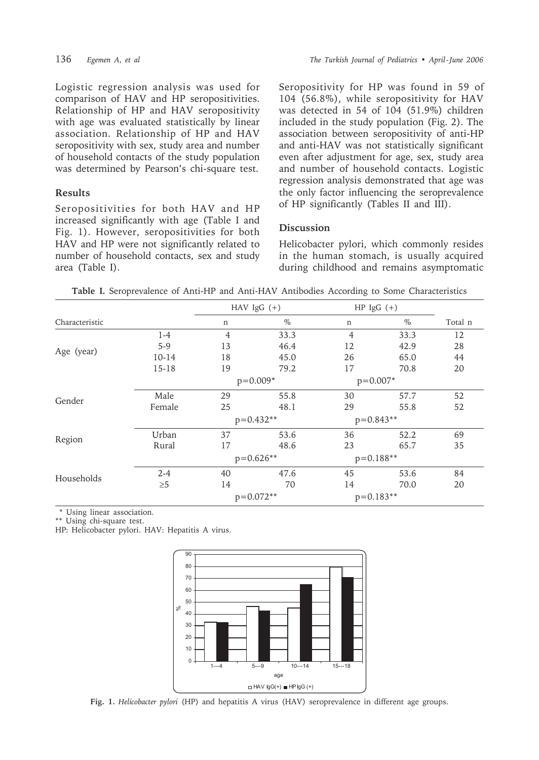Logistic regression analysis was used for comparison of HAV and HP seropositivities. Relationship of HP and HAV seropositivity with age was evaluated statistically by linear association. Relationship of HP and HAV seropositivity with sex, study area and number of household contacts of the study population was determined by Pearson's chi-square test.

## Results

Seropositivities for both HAV and HP increased significantly with age (Table I and Fig. 1). However, seropositivities for both HAV and HP were not significantly related to number of household contacts, sex and study area (Table I).

Seropositivity for HP was found in 59 of 104 (56.8%), while seropositivity for HAV was detected in 54 of 104 (51.9%) children included in the study population (Fig. 2). The association between seropositivity of anti-HP and anti-HAV was not statistically significant even after adjustment for age, sex, study area and number of household contacts. Logistic regression analysis demonstrated that age was the only factor influencing the seroprevalence of HP significantly (Tables II and III).

## Discussion

Helicobacter pylori, which commonly resides in the human stomach, is usually acquired during childhood and remains asymptomatic

**Table I.** Seroprevalence of Anti-HP and Anti-HAV Antibodies According to Some Characteristics

| Characteristic | | HAV IgG (+) | | HP IgG (+) | | Total n |
|---|---|---|---|---|---|---|
| | | n | % | n | % | |
| Age (year) | 1-4 | 4 | 33.3 | 4 | 33.3 | 12 |
| | 5-9 | 13 | 46.4 | 12 | 42.9 | 28 |
| | 10-14 | 18 | 45.0 | 26 | 65.0 | 44 |
| | 15-18 | 19 | 79.2 | 17 | 70.8 | 20 |
| | | p=0.009* | | p=0.007* | | |
| Gender | Male | 29 | 55.8 | 30 | 57.7 | 52 |
| | Female | 25 | 48.1 | 29 | 55.8 | 52 |
| | | p=0.432** | | p=0.843** | | |
| Region | Urban | 37 | 53.6 | 36 | 52.2 | 69 |
| | Rural | 17 | 48.6 | 23 | 65.7 | 35 |
| | | p=0.626** | | p=0.188** | | |
| Households | 2-4 | 40 | 47.6 | 45 | 53.6 | 84 |
| | ≥5 | 14 | 70 | 14 | 70.0 | 20 |
| | | p=0.072** | | p=0.183** | | |

\* Using linear association.
\** Using chi-square test.
HP: Helicobacter pylori. HAV: Hepatitis A virus.

**Fig. 1.** *Helicobacter pylori* (HP) and hepatitis A virus (HAV) seroprevalence in different age groups.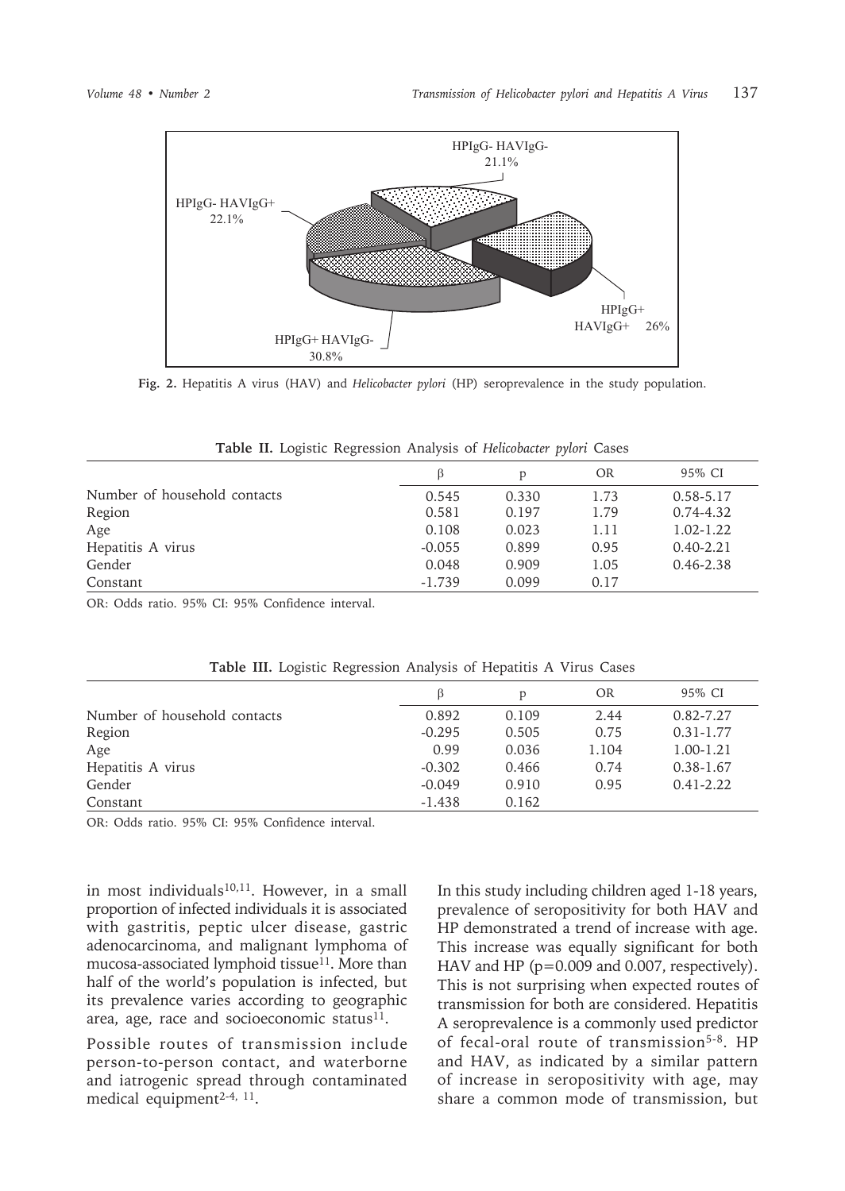Fig. 2. Hepatitis A virus (HAV) and *Helicobacter pylori* (HP) seroprevalence in the study population.

**Table II.** Logistic Regression Analysis of *Helicobacter pylori* Cases

| | β | p | OR | 95% CI |
|---|---|---|---|---|
| Number of household contacts | 0.545 | 0.330 | 1.73 | 0.58-5.17 |
| Region | 0.581 | 0.197 | 1.79 | 0.74-4.32 |
| Age | 0.108 | 0.023 | 1.11 | 1.02-1.22 |
| Hepatitis A virus | -0.055 | 0.899 | 0.95 | 0.40-2.21 |
| Gender | 0.048 | 0.909 | 1.05 | 0.46-2.38 |
| Constant | -1.739 | 0.099 | 0.17 | |

OR: Odds ratio. 95% CI: 95% Confidence interval.

**Table III.** Logistic Regression Analysis of Hepatitis A Virus Cases

| | β | p | OR | 95% CI |
|---|---|---|---|---|
| Number of household contacts | 0.892 | 0.109 | 2.44 | 0.82-7.27 |
| Region | -0.295 | 0.505 | 0.75 | 0.31-1.77 |
| Age | 0.99 | 0.036 | 1.104 | 1.00-1.21 |
| Hepatitis A virus | -0.302 | 0.466 | 0.74 | 0.38-1.67 |
| Gender | -0.049 | 0.910 | 0.95 | 0.41-2.22 |
| Constant | -1.438 | 0.162 | | |

OR: Odds ratio. 95% CI: 95% Confidence interval.

in most individuals[10,11]. However, in a small proportion of infected individuals it is associated with gastritis, peptic ulcer disease, gastric adenocarcinoma, and malignant lymphoma of mucosa-associated lymphoid tissue[11]. More than half of the world's population is infected, but its prevalence varies according to geographic area, age, race and socioeconomic status[11].

Possible routes of transmission include person-to-person contact, and waterborne and iatrogenic spread through contaminated medical equipment[2-4, 11].

In this study including children aged 1-18 years, prevalence of seropositivity for both HAV and HP demonstrated a trend of increase with age. This increase was equally significant for both HAV and HP ($p=0.009$ and 0.007, respectively). This is not surprising when expected routes of transmission for both are considered. Hepatitis A seroprevalence is a commonly used predictor of fecal-oral route of transmission[5-8]. HP and HAV, as indicated by a similar pattern of increase in seropositivity with age, may share a common mode of transmission, but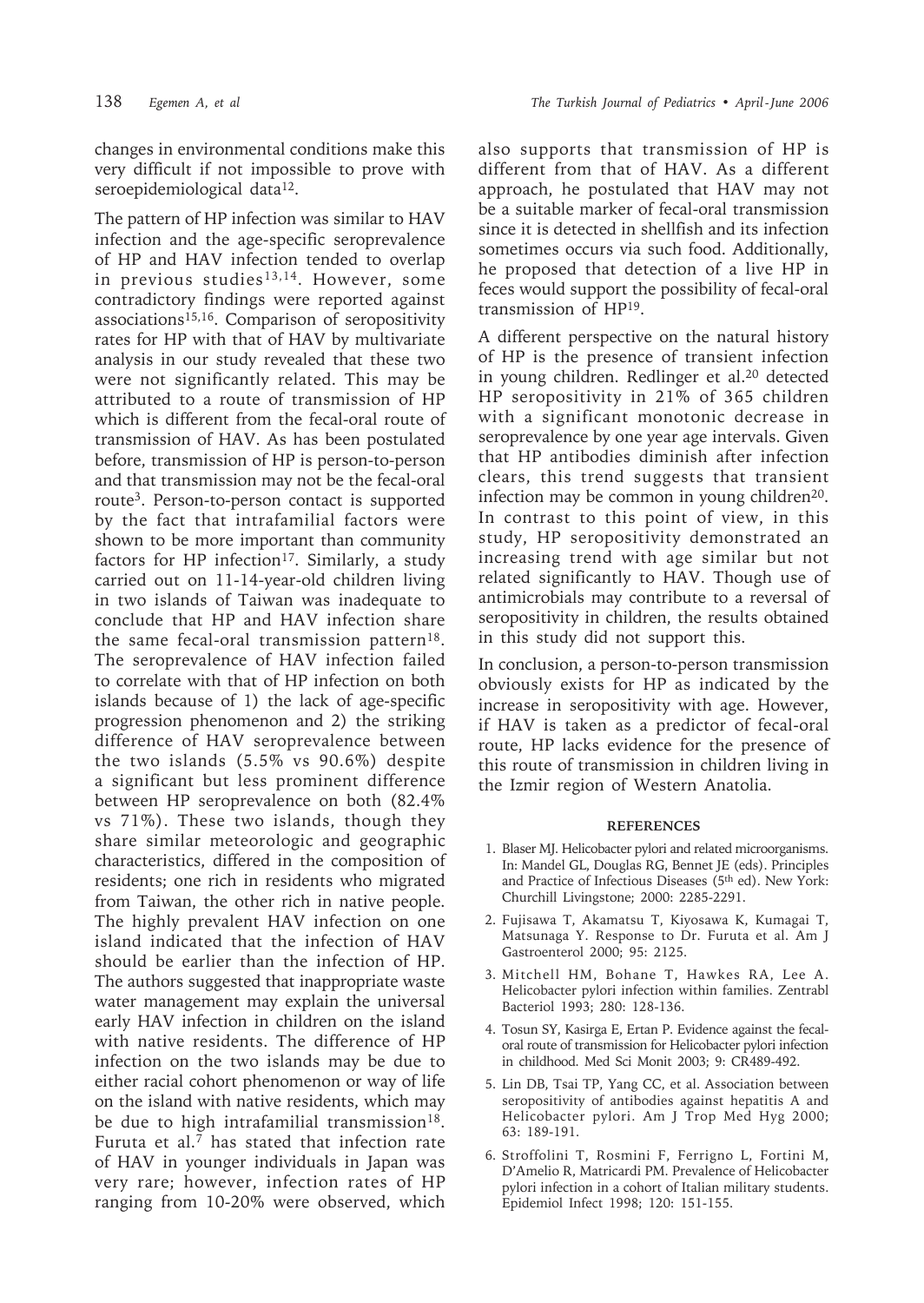changes in environmental conditions make this very difficult if not impossible to prove with seroepidemiological data[12].

The pattern of HP infection was similar to HAV infection and the age-specific seroprevalence of HP and HAV infection tended to overlap in previous studies[13,14]. However, some contradictory findings were reported against associations[15,16]. Comparison of seropositivity rates for HP with that of HAV by multivariate analysis in our study revealed that these two were not significantly related. This may be attributed to a route of transmission of HP which is different from the fecal-oral route of transmission of HAV. As has been postulated before, transmission of HP is person-to-person and that transmission may not be the fecal-oral route[3]. Person-to-person contact is supported by the fact that intrafamilial factors were shown to be more important than community factors for HP infection[17]. Similarly, a study carried out on 11-14-year-old children living in two islands of Taiwan was inadequate to conclude that HP and HAV infection share the same fecal-oral transmission pattern[18]. The seroprevalence of HAV infection failed to correlate with that of HP infection on both islands because of 1) the lack of age-specific progression phenomenon and 2) the striking difference of HAV seroprevalence between the two islands (5.5% vs 90.6%) despite a significant but less prominent difference between HP seroprevalence on both (82.4% vs 71%). These two islands, though they share similar meteorologic and geographic characteristics, differed in the composition of residents; one rich in residents who migrated from Taiwan, the other rich in native people. The highly prevalent HAV infection on one island indicated that the infection of HAV should be earlier than the infection of HP. The authors suggested that inappropriate waste water management may explain the universal early HAV infection in children on the island with native residents. The difference of HP infection on the two islands may be due to either racial cohort phenomenon or way of life on the island with native residents, which may be due to high intrafamilial transmission[18]. Furuta et al.[7] has stated that infection rate of HAV in younger individuals in Japan was very rare; however, infection rates of HP ranging from 10-20% were observed, which also supports that transmission of HP is different from that of HAV. As a different approach, he postulated that HAV may not be a suitable marker of fecal-oral transmission since it is detected in shellfish and its infection sometimes occurs via such food. Additionally, he proposed that detection of a live HP in feces would support the possibility of fecal-oral transmission of HP[19].

A different perspective on the natural history of HP is the presence of transient infection in young children. Redlinger et al.[20] detected HP seropositivity in 21% of 365 children with a significant monotonic decrease in seroprevalence by one year age intervals. Given that HP antibodies diminish after infection clears, this trend suggests that transient infection may be common in young children[20]. In contrast to this point of view, in this study, HP seropositivity demonstrated an increasing trend with age similar but not related significantly to HAV. Though use of antimicrobials may contribute to a reversal of seropositivity in children, the results obtained in this study did not support this.

In conclusion, a person-to-person transmission obviously exists for HP as indicated by the increase in seropositivity with age. However, if HAV is taken as a predictor of fecal-oral route, HP lacks evidence for the presence of this route of transmission in children living in the Izmir region of Western Anatolia.

## REFERENCES

1. Blaser MJ. Helicobacter pylori and related microorganisms. In: Mandel GL, Douglas RG, Bennet JE (eds). Principles and Practice of Infectious Diseases (5th ed). New York: Churchill Livingstone; 2000: 2285-2291.
2. Fujisawa T, Akamatsu T, Kiyosawa K, Kumagai T, Matsunaga Y. Response to Dr. Furuta et al. Am J Gastroenterol 2000; 95: 2125.
3. Mitchell HM, Bohane T, Hawkes RA, Lee A. Helicobacter pylori infection within families. Zentrabl Bacteriol 1993; 280: 128-136.
4. Tosun SY, Kasirga E, Ertan P. Evidence against the fecal-oral route of transmission for Helicobacter pylori infection in childhood. Med Sci Monit 2003; 9: CR489-492.
5. Lin DB, Tsai TP, Yang CC, et al. Association between seropositivity of antibodies against hepatitis A and Helicobacter pylori. Am J Trop Med Hyg 2000; 63: 189-191.
6. Stroffolini T, Rosmini F, Ferrigno L, Fortini M, D'Amelio R, Matricardi PM. Prevalence of Helicobacter pylori infection in a cohort of Italian military students. Epidemiol Infect 1998; 120: 151-155.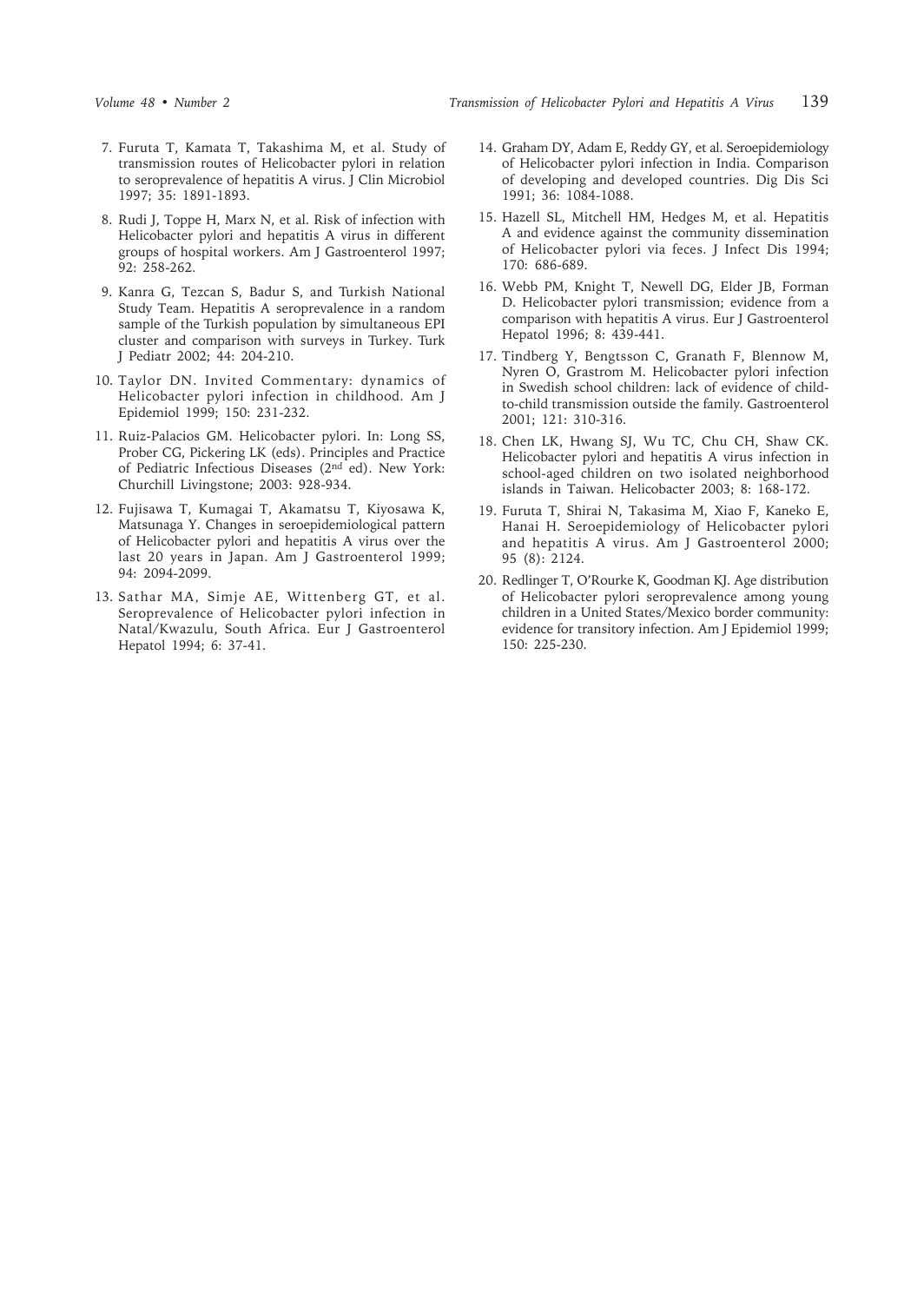7. Furuta T, Kamata T, Takashima M, et al. Study of transmission routes of Helicobacter pylori in relation to seroprevalence of hepatitis A virus. J Clin Microbiol 1997; 35: 1891-1893.

8. Rudi J, Toppe H, Marx N, et al. Risk of infection with Helicobacter pylori and hepatitis A virus in different groups of hospital workers. Am J Gastroenterol 1997; 92: 258-262.

9. Kanra G, Tezcan S, Badur S, and Turkish National Study Team. Hepatitis A seroprevalence in a random sample of the Turkish population by simultaneous EPI cluster and comparison with surveys in Turkey. Turk J Pediatr 2002; 44: 204-210.

10. Taylor DN. Invited Commentary: dynamics of Helicobacter pylori infection in childhood. Am J Epidemiol 1999; 150: 231-232.

11. Ruiz-Palacios GM. Helicobacter pylori. In: Long SS, Prober CG, Pickering LK (eds). Principles and Practice of Pediatric Infectious Diseases (2nd ed). New York: Churchill Livingstone; 2003: 928-934.

12. Fujisawa T, Kumagai T, Akamatsu T, Kiyosawa K, Matsunaga Y. Changes in seroepidemiological pattern of Helicobacter pylori and hepatitis A virus over the last 20 years in Japan. Am J Gastroenterol 1999; 94: 2094-2099.

13. Sathar MA, Simje AE, Wittenberg GT, et al. Seroprevalence of Helicobacter pylori infection in Natal/Kwazulu, South Africa. Eur J Gastroenterol Hepatol 1994; 6: 37-41.

14. Graham DY, Adam E, Reddy GY, et al. Seroepidemiology of Helicobacter pylori infection in India. Comparison of developing and developed countries. Dig Dis Sci 1991; 36: 1084-1088.

15. Hazell SL, Mitchell HM, Hedges M, et al. Hepatitis A and evidence against the community dissemination of Helicobacter pylori via feces. J Infect Dis 1994; 170: 686-689.

16. Webb PM, Knight T, Newell DG, Elder JB, Forman D. Helicobacter pylori transmission; evidence from a comparison with hepatitis A virus. Eur J Gastroenterol Hepatol 1996; 8: 439-441.

17. Tindberg Y, Bengtsson C, Granath F, Blennow M, Nyren O, Grastrom M. Helicobacter pylori infection in Swedish school children: lack of evidence of child-to-child transmission outside the family. Gastroenterol 2001; 121: 310-316.

18. Chen LK, Hwang SJ, Wu TC, Chu CH, Shaw CK. Helicobacter pylori and hepatitis A virus infection in school-aged children on two isolated neighborhood islands in Taiwan. Helicobacter 2003; 8: 168-172.

19. Furuta T, Shirai N, Takasima M, Xiao F, Kaneko E, Hanai H. Seroepidemiology of Helicobacter pylori and hepatitis A virus. Am J Gastroenterol 2000; 95 (8): 2124.

20. Redlinger T, O'Rourke K, Goodman KJ. Age distribution of Helicobacter pylori seroprevalence among young children in a United States/Mexico border community: evidence for transitory infection. Am J Epidemiol 1999; 150: 225-230.